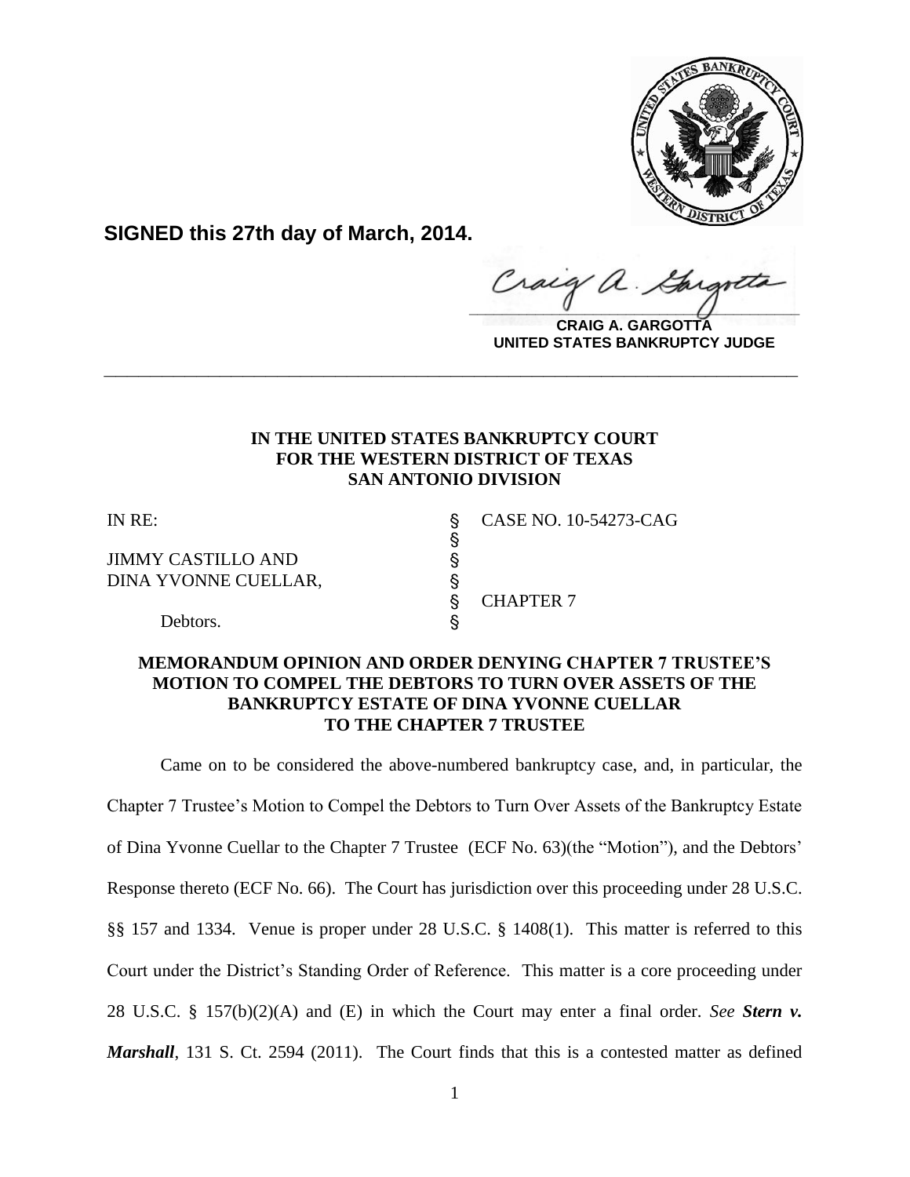**SIGNED this 27th day of March, 2014.**

**CRAIG A. GARGOTTA**
**UNITED STATES BANKRUPTCY JUDGE**

---

**IN THE UNITED STATES BANKRUPTCY COURT**
**FOR THE WESTERN DISTRICT OF TEXAS**
**SAN ANTONIO DIVISION**

| | | |
|---|---|---|
| IN RE: | § | CASE NO. 10-54273-CAG |
| | § | |
| JIMMY CASTILLO AND | § | |
| DINA YVONNE CUELLAR, | § | |
| | § | CHAPTER 7 |
| Debtors. | § | |

**MEMORANDUM OPINION AND ORDER DENYING CHAPTER 7 TRUSTEE'S MOTION TO COMPEL THE DEBTORS TO TURN OVER ASSETS OF THE BANKRUPTCY ESTATE OF DINA YVONNE CUELLAR TO THE CHAPTER 7 TRUSTEE**

Came on to be considered the above-numbered bankruptcy case, and, in particular, the Chapter 7 Trustee's Motion to Compel the Debtors to Turn Over Assets of the Bankruptcy Estate of Dina Yvonne Cuellar to the Chapter 7 Trustee (ECF No. 63)(the "Motion"), and the Debtors' Response thereto (ECF No. 66). The Court has jurisdiction over this proceeding under 28 U.S.C. §§ 157 and 1334. Venue is proper under 28 U.S.C. § 1408(1). This matter is referred to this Court under the District's Standing Order of Reference. This matter is a core proceeding under 28 U.S.C. § 157(b)(2)(A) and (E) in which the Court may enter a final order. *See* ***Stern v. Marshall***, 131 S. Ct. 2594 (2011). The Court finds that this is a contested matter as defined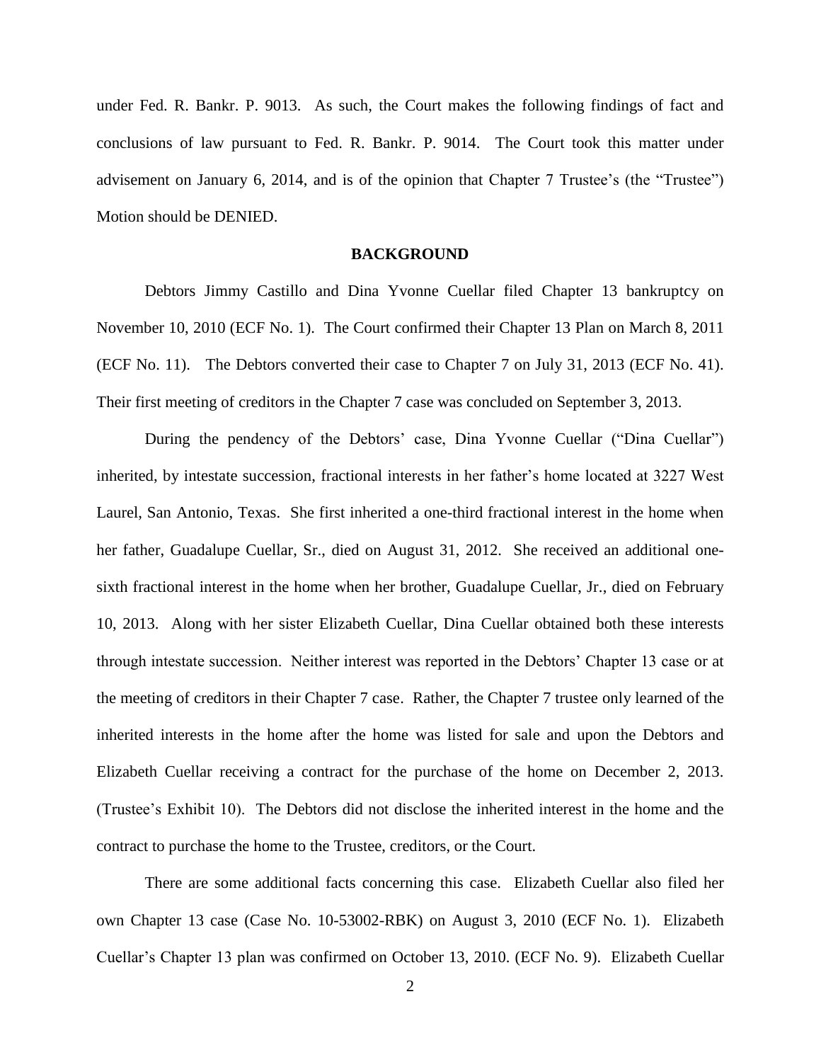under Fed. R. Bankr. P. 9013. As such, the Court makes the following findings of fact and conclusions of law pursuant to Fed. R. Bankr. P. 9014. The Court took this matter under advisement on January 6, 2014, and is of the opinion that Chapter 7 Trustee's (the "Trustee") Motion should be DENIED.

## BACKGROUND

Debtors Jimmy Castillo and Dina Yvonne Cuellar filed Chapter 13 bankruptcy on November 10, 2010 (ECF No. 1). The Court confirmed their Chapter 13 Plan on March 8, 2011 (ECF No. 11). The Debtors converted their case to Chapter 7 on July 31, 2013 (ECF No. 41). Their first meeting of creditors in the Chapter 7 case was concluded on September 3, 2013.

During the pendency of the Debtors' case, Dina Yvonne Cuellar ("Dina Cuellar") inherited, by intestate succession, fractional interests in her father's home located at 3227 West Laurel, San Antonio, Texas. She first inherited a one-third fractional interest in the home when her father, Guadalupe Cuellar, Sr., died on August 31, 2012. She received an additional one-sixth fractional interest in the home when her brother, Guadalupe Cuellar, Jr., died on February 10, 2013. Along with her sister Elizabeth Cuellar, Dina Cuellar obtained both these interests through intestate succession. Neither interest was reported in the Debtors' Chapter 13 case or at the meeting of creditors in their Chapter 7 case. Rather, the Chapter 7 trustee only learned of the inherited interests in the home after the home was listed for sale and upon the Debtors and Elizabeth Cuellar receiving a contract for the purchase of the home on December 2, 2013. (Trustee's Exhibit 10). The Debtors did not disclose the inherited interest in the home and the contract to purchase the home to the Trustee, creditors, or the Court.

There are some additional facts concerning this case. Elizabeth Cuellar also filed her own Chapter 13 case (Case No. 10-53002-RBK) on August 3, 2010 (ECF No. 1). Elizabeth Cuellar's Chapter 13 plan was confirmed on October 13, 2010. (ECF No. 9). Elizabeth Cuellar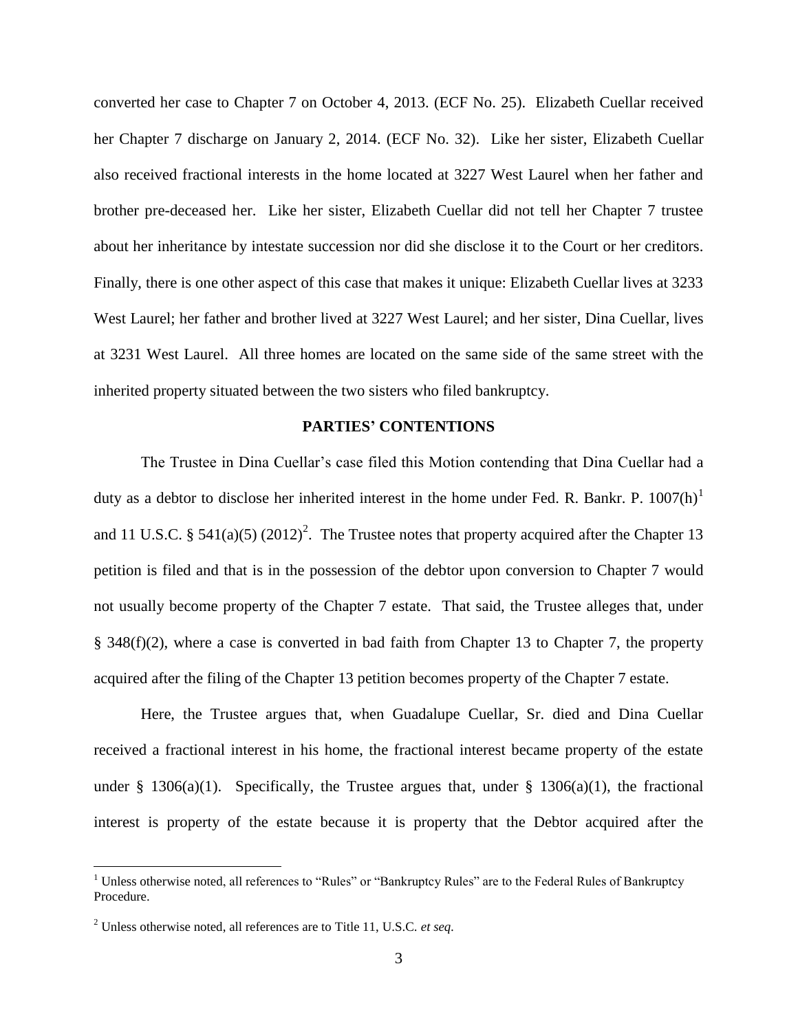converted her case to Chapter 7 on October 4, 2013. (ECF No. 25). Elizabeth Cuellar received her Chapter 7 discharge on January 2, 2014. (ECF No. 32). Like her sister, Elizabeth Cuellar also received fractional interests in the home located at 3227 West Laurel when her father and brother pre-deceased her. Like her sister, Elizabeth Cuellar did not tell her Chapter 7 trustee about her inheritance by intestate succession nor did she disclose it to the Court or her creditors. Finally, there is one other aspect of this case that makes it unique: Elizabeth Cuellar lives at 3233 West Laurel; her father and brother lived at 3227 West Laurel; and her sister, Dina Cuellar, lives at 3231 West Laurel. All three homes are located on the same side of the same street with the inherited property situated between the two sisters who filed bankruptcy.

## PARTIES' CONTENTIONS

The Trustee in Dina Cuellar's case filed this Motion contending that Dina Cuellar had a duty as a debtor to disclose her inherited interest in the home under Fed. R. Bankr. P. 1007(h)[1] and 11 U.S.C. § 541(a)(5) (2012)[2]. The Trustee notes that property acquired after the Chapter 13 petition is filed and that is in the possession of the debtor upon conversion to Chapter 7 would not usually become property of the Chapter 7 estate. That said, the Trustee alleges that, under § 348(f)(2), where a case is converted in bad faith from Chapter 13 to Chapter 7, the property acquired after the filing of the Chapter 13 petition becomes property of the Chapter 7 estate.

Here, the Trustee argues that, when Guadalupe Cuellar, Sr. died and Dina Cuellar received a fractional interest in his home, the fractional interest became property of the estate under § 1306(a)(1). Specifically, the Trustee argues that, under § 1306(a)(1), the fractional interest is property of the estate because it is property that the Debtor acquired after the

---

[1] Unless otherwise noted, all references to "Rules" or "Bankruptcy Rules" are to the Federal Rules of Bankruptcy Procedure.

[2] Unless otherwise noted, all references are to Title 11, U.S.C. *et seq*.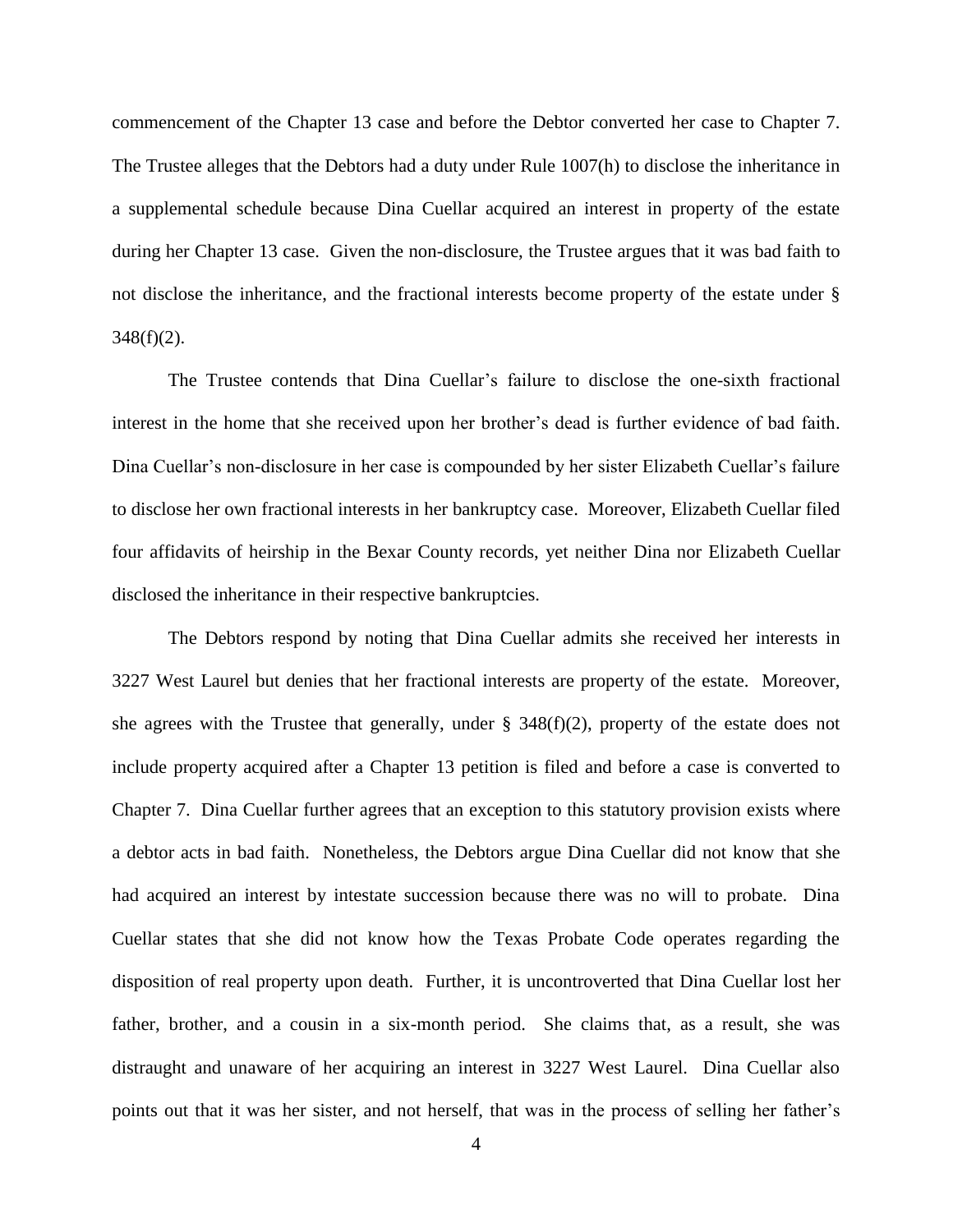commencement of the Chapter 13 case and before the Debtor converted her case to Chapter 7. The Trustee alleges that the Debtors had a duty under Rule 1007(h) to disclose the inheritance in a supplemental schedule because Dina Cuellar acquired an interest in property of the estate during her Chapter 13 case. Given the non-disclosure, the Trustee argues that it was bad faith to not disclose the inheritance, and the fractional interests become property of the estate under § 348(f)(2).

The Trustee contends that Dina Cuellar's failure to disclose the one-sixth fractional interest in the home that she received upon her brother's dead is further evidence of bad faith. Dina Cuellar's non-disclosure in her case is compounded by her sister Elizabeth Cuellar's failure to disclose her own fractional interests in her bankruptcy case. Moreover, Elizabeth Cuellar filed four affidavits of heirship in the Bexar County records, yet neither Dina nor Elizabeth Cuellar disclosed the inheritance in their respective bankruptcies.

The Debtors respond by noting that Dina Cuellar admits she received her interests in 3227 West Laurel but denies that her fractional interests are property of the estate. Moreover, she agrees with the Trustee that generally, under § 348(f)(2), property of the estate does not include property acquired after a Chapter 13 petition is filed and before a case is converted to Chapter 7. Dina Cuellar further agrees that an exception to this statutory provision exists where a debtor acts in bad faith. Nonetheless, the Debtors argue Dina Cuellar did not know that she had acquired an interest by intestate succession because there was no will to probate. Dina Cuellar states that she did not know how the Texas Probate Code operates regarding the disposition of real property upon death. Further, it is uncontroverted that Dina Cuellar lost her father, brother, and a cousin in a six-month period. She claims that, as a result, she was distraught and unaware of her acquiring an interest in 3227 West Laurel. Dina Cuellar also points out that it was her sister, and not herself, that was in the process of selling her father's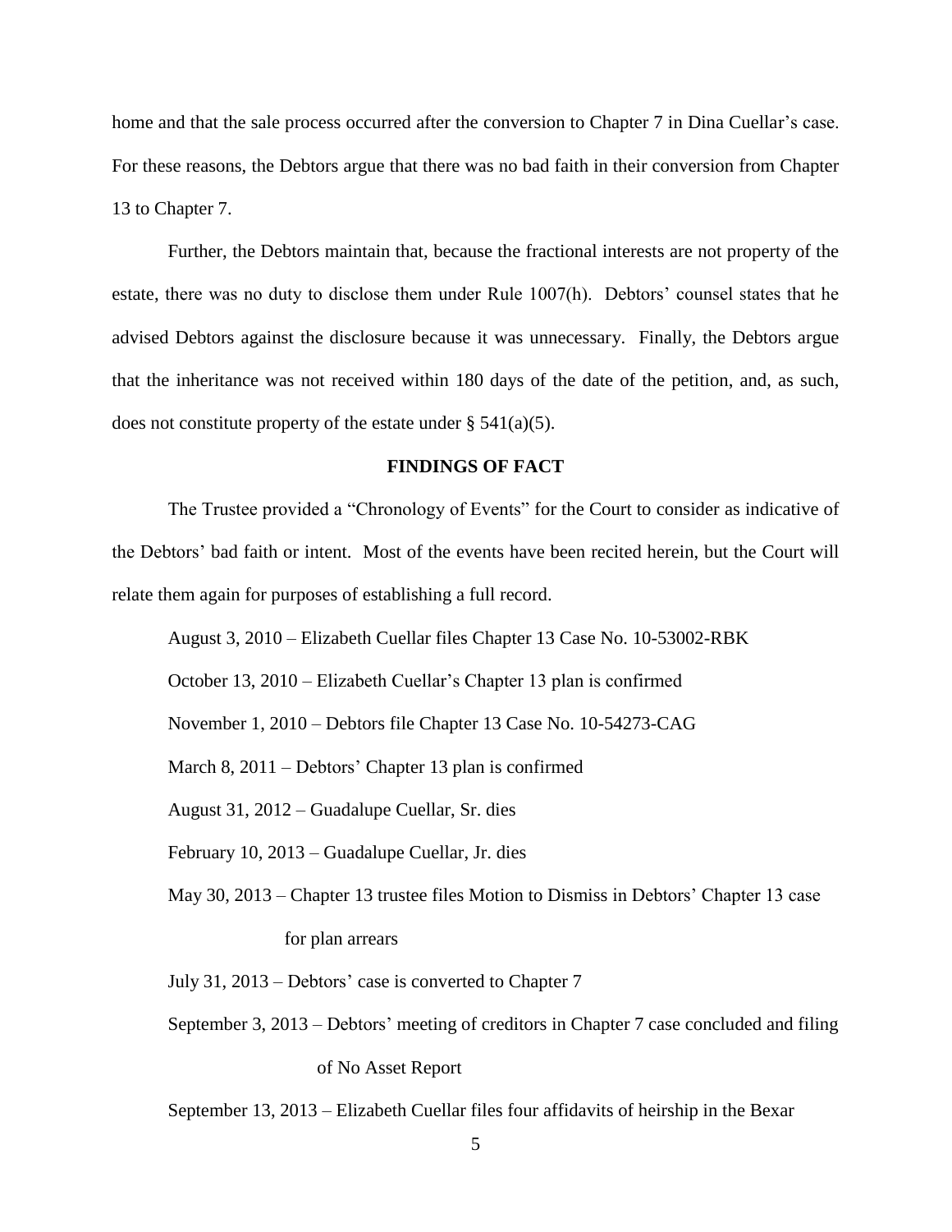home and that the sale process occurred after the conversion to Chapter 7 in Dina Cuellar's case. For these reasons, the Debtors argue that there was no bad faith in their conversion from Chapter 13 to Chapter 7.

Further, the Debtors maintain that, because the fractional interests are not property of the estate, there was no duty to disclose them under Rule 1007(h). Debtors' counsel states that he advised Debtors against the disclosure because it was unnecessary. Finally, the Debtors argue that the inheritance was not received within 180 days of the date of the petition, and, as such, does not constitute property of the estate under § 541(a)(5).

**FINDINGS OF FACT**

The Trustee provided a "Chronology of Events" for the Court to consider as indicative of the Debtors' bad faith or intent. Most of the events have been recited herein, but the Court will relate them again for purposes of establishing a full record.

August 3, 2010 – Elizabeth Cuellar files Chapter 13 Case No. 10-53002-RBK

October 13, 2010 – Elizabeth Cuellar's Chapter 13 plan is confirmed

November 1, 2010 – Debtors file Chapter 13 Case No. 10-54273-CAG

March 8, 2011 – Debtors' Chapter 13 plan is confirmed

August 31, 2012 – Guadalupe Cuellar, Sr. dies

February 10, 2013 – Guadalupe Cuellar, Jr. dies

May 30, 2013 – Chapter 13 trustee files Motion to Dismiss in Debtors' Chapter 13 case for plan arrears

July 31, 2013 – Debtors' case is converted to Chapter 7

September 3, 2013 – Debtors' meeting of creditors in Chapter 7 case concluded and filing of No Asset Report

September 13, 2013 – Elizabeth Cuellar files four affidavits of heirship in the Bexar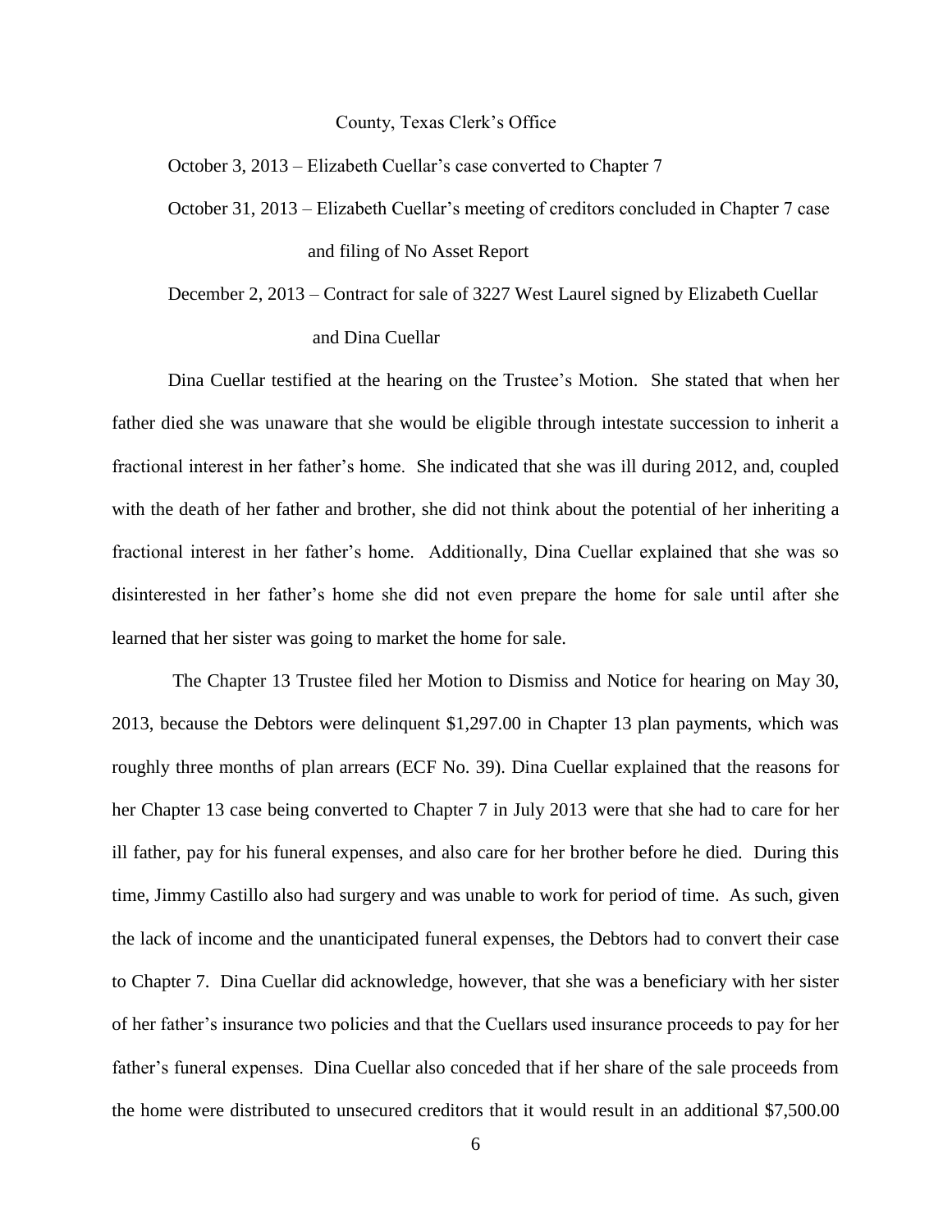County, Texas Clerk's Office

October 3, 2013 – Elizabeth Cuellar's case converted to Chapter 7

October 31, 2013 – Elizabeth Cuellar's meeting of creditors concluded in Chapter 7 case and filing of No Asset Report

December 2, 2013 – Contract for sale of 3227 West Laurel signed by Elizabeth Cuellar and Dina Cuellar

Dina Cuellar testified at the hearing on the Trustee's Motion. She stated that when her father died she was unaware that she would be eligible through intestate succession to inherit a fractional interest in her father's home. She indicated that she was ill during 2012, and, coupled with the death of her father and brother, she did not think about the potential of her inheriting a fractional interest in her father's home. Additionally, Dina Cuellar explained that she was so disinterested in her father's home she did not even prepare the home for sale until after she learned that her sister was going to market the home for sale.

The Chapter 13 Trustee filed her Motion to Dismiss and Notice for hearing on May 30, 2013, because the Debtors were delinquent $1,297.00 in Chapter 13 plan payments, which was roughly three months of plan arrears (ECF No. 39). Dina Cuellar explained that the reasons for her Chapter 13 case being converted to Chapter 7 in July 2013 were that she had to care for her ill father, pay for his funeral expenses, and also care for her brother before he died. During this time, Jimmy Castillo also had surgery and was unable to work for period of time. As such, given the lack of income and the unanticipated funeral expenses, the Debtors had to convert their case to Chapter 7. Dina Cuellar did acknowledge, however, that she was a beneficiary with her sister of her father's insurance two policies and that the Cuellars used insurance proceeds to pay for her father's funeral expenses. Dina Cuellar also conceded that if her share of the sale proceeds from the home were distributed to unsecured creditors that it would result in an additional $7,500.00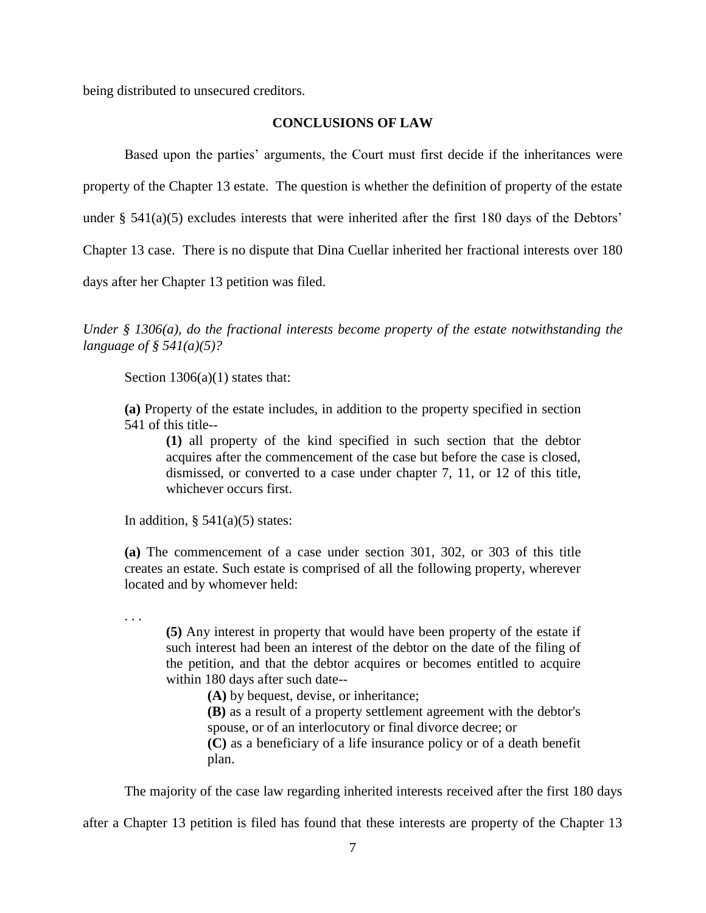being distributed to unsecured creditors.

## CONCLUSIONS OF LAW

Based upon the parties' arguments, the Court must first decide if the inheritances were property of the Chapter 13 estate. The question is whether the definition of property of the estate under § 541(a)(5) excludes interests that were inherited after the first 180 days of the Debtors' Chapter 13 case. There is no dispute that Dina Cuellar inherited her fractional interests over 180 days after her Chapter 13 petition was filed.

*Under § 1306(a), do the fractional interests become property of the estate notwithstanding the language of § 541(a)(5)?*

Section 1306(a)(1) states that:

> **(a)** Property of the estate includes, in addition to the property specified in section 541 of this title--
>
> > **(1)** all property of the kind specified in such section that the debtor acquires after the commencement of the case but before the case is closed, dismissed, or converted to a case under chapter 7, 11, or 12 of this title, whichever occurs first.

In addition, § 541(a)(5) states:

> **(a)** The commencement of a case under section 301, 302, or 303 of this title creates an estate. Such estate is comprised of all the following property, wherever located and by whomever held:
>
> . . .
>
> > **(5)** Any interest in property that would have been property of the estate if such interest had been an interest of the debtor on the date of the filing of the petition, and that the debtor acquires or becomes entitled to acquire within 180 days after such date--
> >
> > > **(A)** by bequest, devise, or inheritance;
> > >
> > > **(B)** as a result of a property settlement agreement with the debtor's spouse, or of an interlocutory or final divorce decree; or
> > >
> > > **(C)** as a beneficiary of a life insurance policy or of a death benefit plan.

The majority of the case law regarding inherited interests received after the first 180 days after a Chapter 13 petition is filed has found that these interests are property of the Chapter 13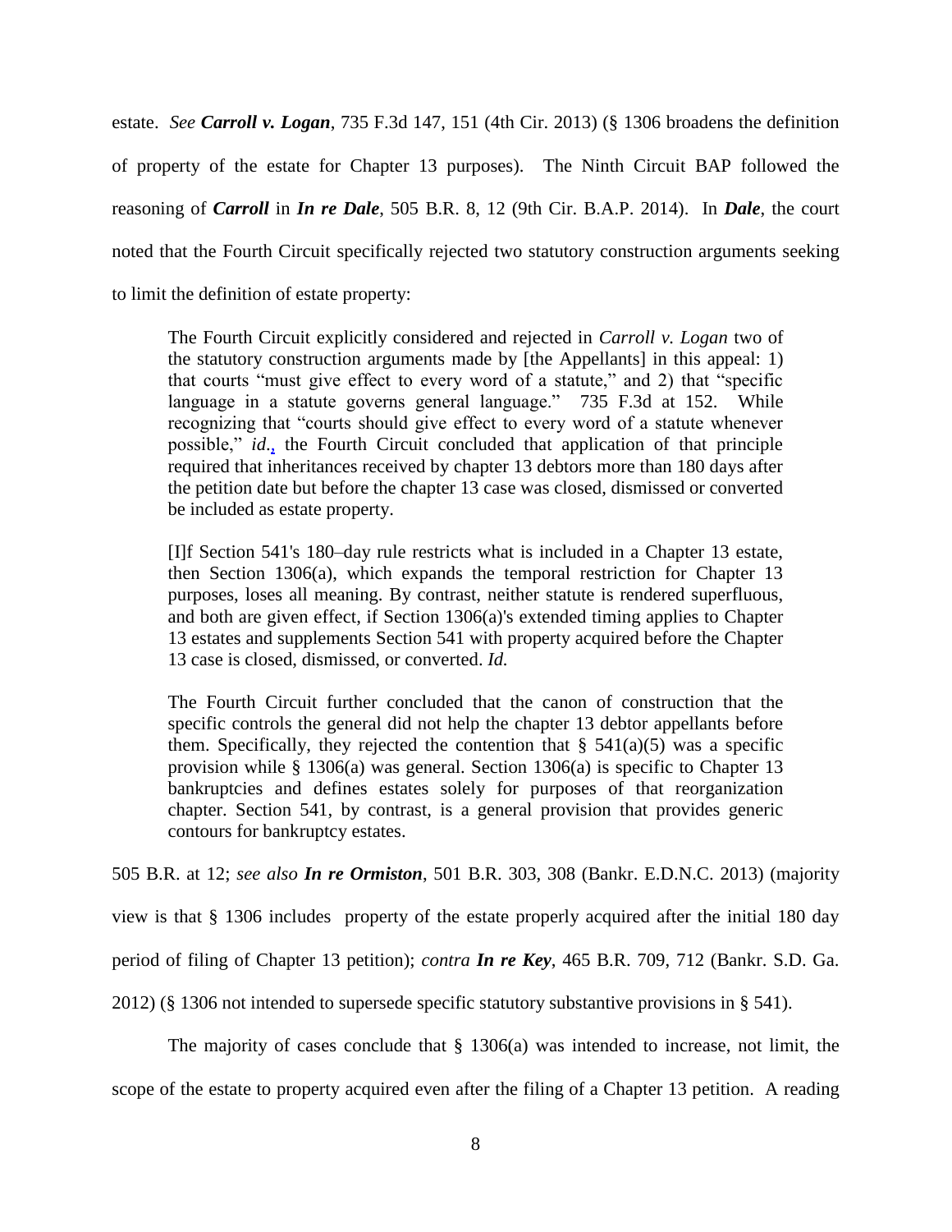estate. *See **Carroll v. Logan***, 735 F.3d 147, 151 (4th Cir. 2013) (§ 1306 broadens the definition of property of the estate for Chapter 13 purposes). The Ninth Circuit BAP followed the reasoning of ***Carroll*** in ***In re Dale***, 505 B.R. 8, 12 (9th Cir. B.A.P. 2014). In ***Dale***, the court noted that the Fourth Circuit specifically rejected two statutory construction arguments seeking to limit the definition of estate property:

> The Fourth Circuit explicitly considered and rejected in *Carroll v. Logan* two of the statutory construction arguments made by [the Appellants] in this appeal: 1) that courts "must give effect to every word of a statute," and 2) that "specific language in a statute governs general language." 735 F.3d at 152. While recognizing that "courts should give effect to every word of a statute whenever possible," *id.*, the Fourth Circuit concluded that application of that principle required that inheritances received by chapter 13 debtors more than 180 days after the petition date but before the chapter 13 case was closed, dismissed or converted be included as estate property.
>
> [I]f Section 541's 180–day rule restricts what is included in a Chapter 13 estate, then Section 1306(a), which expands the temporal restriction for Chapter 13 purposes, loses all meaning. By contrast, neither statute is rendered superfluous, and both are given effect, if Section 1306(a)'s extended timing applies to Chapter 13 estates and supplements Section 541 with property acquired before the Chapter 13 case is closed, dismissed, or converted. *Id.*
>
> The Fourth Circuit further concluded that the canon of construction that the specific controls the general did not help the chapter 13 debtor appellants before them. Specifically, they rejected the contention that § 541(a)(5) was a specific provision while § 1306(a) was general. Section 1306(a) is specific to Chapter 13 bankruptcies and defines estates solely for purposes of that reorganization chapter. Section 541, by contrast, is a general provision that provides generic contours for bankruptcy estates.

505 B.R. at 12; *see also **In re Ormiston***, 501 B.R. 303, 308 (Bankr. E.D.N.C. 2013) (majority view is that § 1306 includes property of the estate properly acquired after the initial 180 day period of filing of Chapter 13 petition); *contra **In re Key***, 465 B.R. 709, 712 (Bankr. S.D. Ga. 2012) (§ 1306 not intended to supersede specific statutory substantive provisions in § 541).

The majority of cases conclude that § 1306(a) was intended to increase, not limit, the scope of the estate to property acquired even after the filing of a Chapter 13 petition. A reading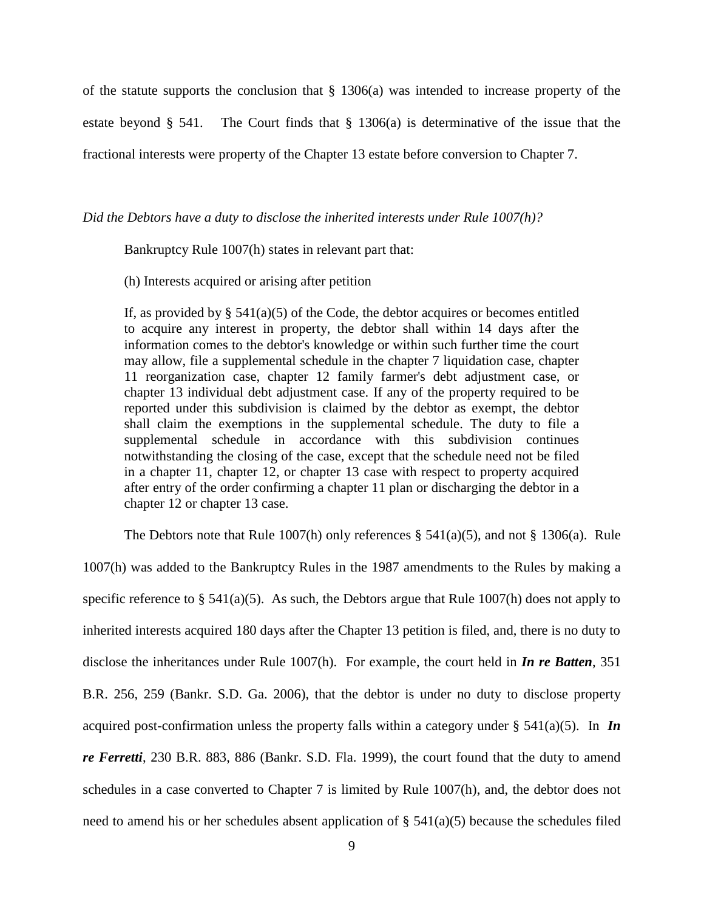of the statute supports the conclusion that § 1306(a) was intended to increase property of the estate beyond § 541. The Court finds that § 1306(a) is determinative of the issue that the fractional interests were property of the Chapter 13 estate before conversion to Chapter 7.

*Did the Debtors have a duty to disclose the inherited interests under Rule 1007(h)?*

Bankruptcy Rule 1007(h) states in relevant part that:

> (h) Interests acquired or arising after petition
>
> If, as provided by § 541(a)(5) of the Code, the debtor acquires or becomes entitled to acquire any interest in property, the debtor shall within 14 days after the information comes to the debtor's knowledge or within such further time the court may allow, file a supplemental schedule in the chapter 7 liquidation case, chapter 11 reorganization case, chapter 12 family farmer's debt adjustment case, or chapter 13 individual debt adjustment case. If any of the property required to be reported under this subdivision is claimed by the debtor as exempt, the debtor shall claim the exemptions in the supplemental schedule. The duty to file a supplemental schedule in accordance with this subdivision continues notwithstanding the closing of the case, except that the schedule need not be filed in a chapter 11, chapter 12, or chapter 13 case with respect to property acquired after entry of the order confirming a chapter 11 plan or discharging the debtor in a chapter 12 or chapter 13 case.

The Debtors note that Rule 1007(h) only references § 541(a)(5), and not § 1306(a). Rule 1007(h) was added to the Bankruptcy Rules in the 1987 amendments to the Rules by making a specific reference to § 541(a)(5). As such, the Debtors argue that Rule 1007(h) does not apply to inherited interests acquired 180 days after the Chapter 13 petition is filed, and, there is no duty to disclose the inheritances under Rule 1007(h). For example, the court held in ***In re Batten***, 351 B.R. 256, 259 (Bankr. S.D. Ga. 2006), that the debtor is under no duty to disclose property acquired post-confirmation unless the property falls within a category under § 541(a)(5). In ***In re Ferretti***, 230 B.R. 883, 886 (Bankr. S.D. Fla. 1999), the court found that the duty to amend schedules in a case converted to Chapter 7 is limited by Rule 1007(h), and, the debtor does not need to amend his or her schedules absent application of § 541(a)(5) because the schedules filed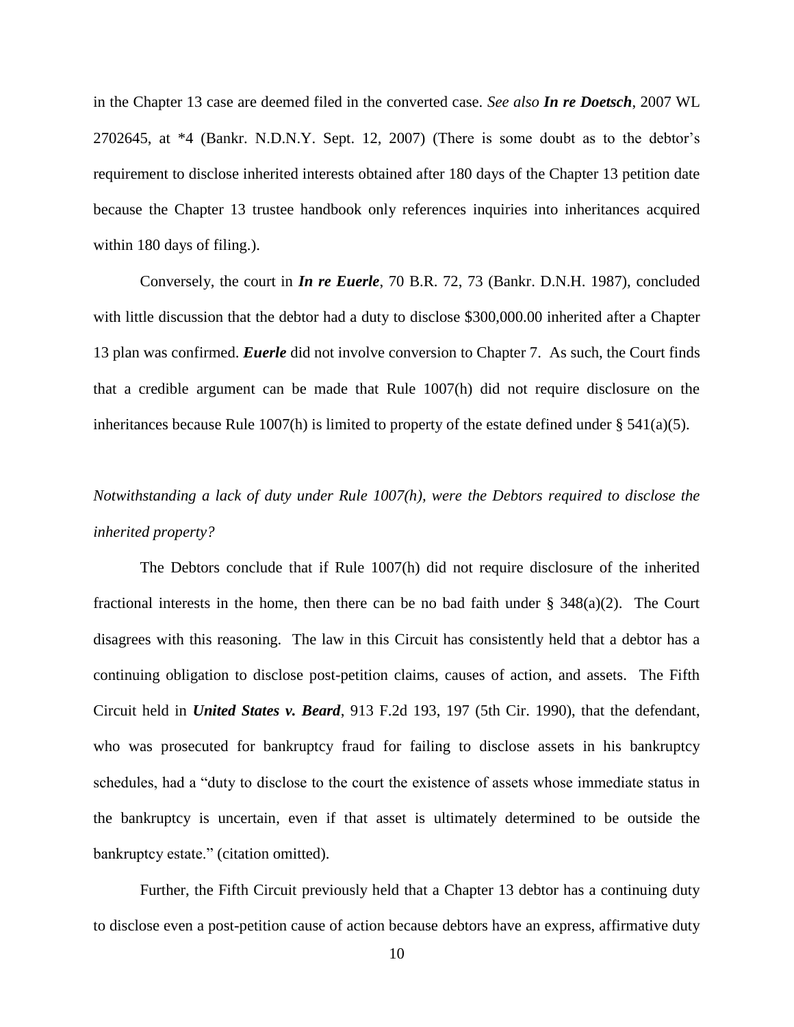in the Chapter 13 case are deemed filed in the converted case. *See also* ***In re Doetsch***, 2007 WL 2702645, at *4 (Bankr. N.D.N.Y. Sept. 12, 2007) (There is some doubt as to the debtor's requirement to disclose inherited interests obtained after 180 days of the Chapter 13 petition date because the Chapter 13 trustee handbook only references inquiries into inheritances acquired within 180 days of filing.).

Conversely, the court in ***In re Euerle***, 70 B.R. 72, 73 (Bankr. D.N.H. 1987), concluded with little discussion that the debtor had a duty to disclose $300,000.00 inherited after a Chapter 13 plan was confirmed. ***Euerle*** did not involve conversion to Chapter 7. As such, the Court finds that a credible argument can be made that Rule 1007(h) did not require disclosure on the inheritances because Rule 1007(h) is limited to property of the estate defined under § 541(a)(5).

*Notwithstanding a lack of duty under Rule 1007(h), were the Debtors required to disclose the inherited property?*

The Debtors conclude that if Rule 1007(h) did not require disclosure of the inherited fractional interests in the home, then there can be no bad faith under § 348(a)(2). The Court disagrees with this reasoning. The law in this Circuit has consistently held that a debtor has a continuing obligation to disclose post-petition claims, causes of action, and assets. The Fifth Circuit held in ***United States v. Beard***, 913 F.2d 193, 197 (5th Cir. 1990), that the defendant, who was prosecuted for bankruptcy fraud for failing to disclose assets in his bankruptcy schedules, had a "duty to disclose to the court the existence of assets whose immediate status in the bankruptcy is uncertain, even if that asset is ultimately determined to be outside the bankruptcy estate." (citation omitted).

Further, the Fifth Circuit previously held that a Chapter 13 debtor has a continuing duty to disclose even a post-petition cause of action because debtors have an express, affirmative duty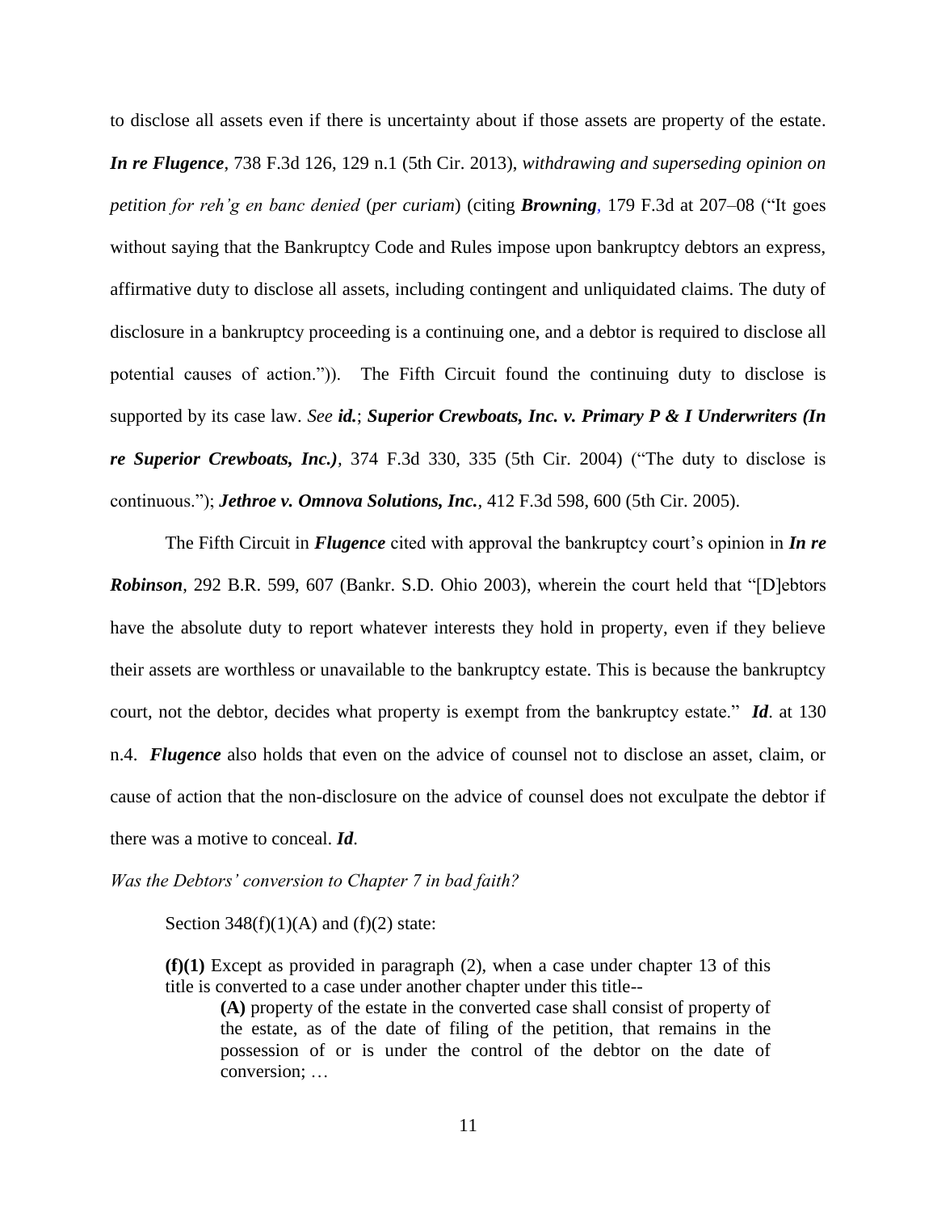to disclose all assets even if there is uncertainty about if those assets are property of the estate. ***In re Flugence***, 738 F.3d 126, 129 n.1 (5th Cir. 2013), *withdrawing and superseding opinion on petition for reh'g en banc denied* (*per curiam*) (citing ***Browning***, 179 F.3d at 207–08 ("It goes without saying that the Bankruptcy Code and Rules impose upon bankruptcy debtors an express, affirmative duty to disclose all assets, including contingent and unliquidated claims. The duty of disclosure in a bankruptcy proceeding is a continuing one, and a debtor is required to disclose all potential causes of action.")). The Fifth Circuit found the continuing duty to disclose is supported by its case law. *See* ***id.***; ***Superior Crewboats, Inc. v. Primary P & I Underwriters (In re Superior Crewboats, Inc.)***, 374 F.3d 330, 335 (5th Cir. 2004) ("The duty to disclose is continuous."); ***Jethroe v. Omnova Solutions, Inc.***, 412 F.3d 598, 600 (5th Cir. 2005).

The Fifth Circuit in ***Flugence*** cited with approval the bankruptcy court's opinion in ***In re Robinson***, 292 B.R. 599, 607 (Bankr. S.D. Ohio 2003), wherein the court held that "[D]ebtors have the absolute duty to report whatever interests they hold in property, even if they believe their assets are worthless or unavailable to the bankruptcy estate. This is because the bankruptcy court, not the debtor, decides what property is exempt from the bankruptcy estate." ***Id***. at 130 n.4. ***Flugence*** also holds that even on the advice of counsel not to disclose an asset, claim, or cause of action that the non-disclosure on the advice of counsel does not exculpate the debtor if there was a motive to conceal. ***Id***.

*Was the Debtors' conversion to Chapter 7 in bad faith?*

Section 348(f)(1)(A) and (f)(2) state:

> **(f)(1)** Except as provided in paragraph (2), when a case under chapter 13 of this title is converted to a case under another chapter under this title--
>
> > **(A)** property of the estate in the converted case shall consist of property of the estate, as of the date of filing of the petition, that remains in the possession of or is under the control of the debtor on the date of conversion; …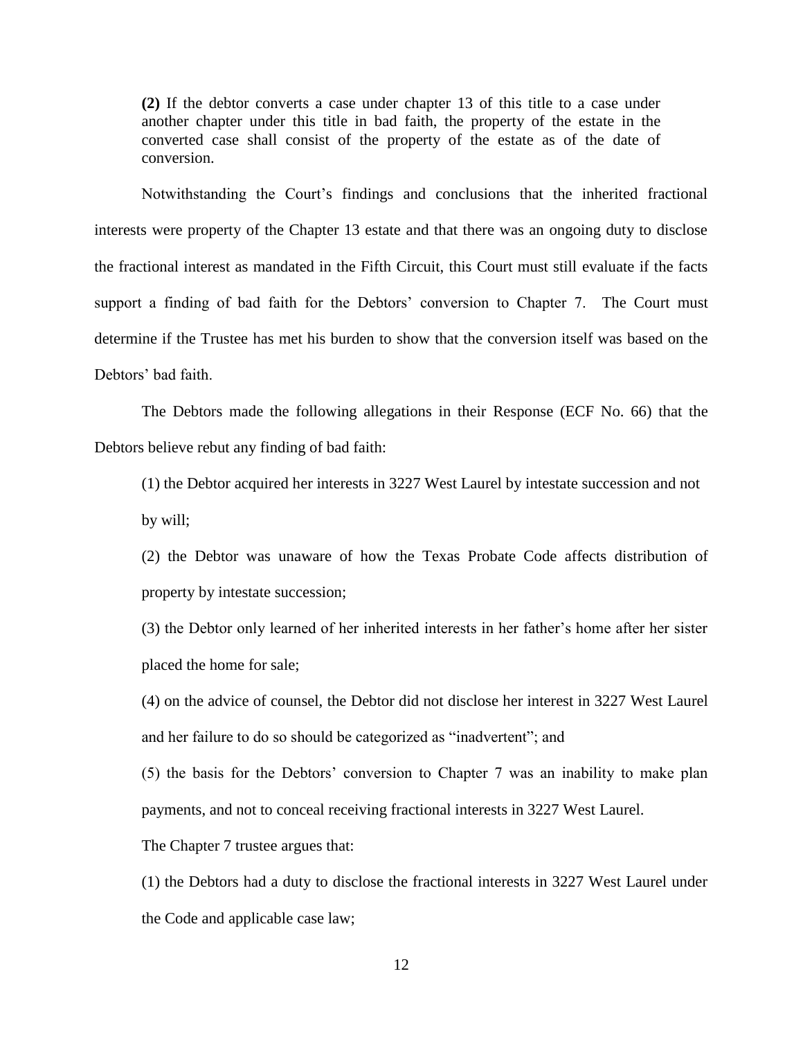> **(2)** If the debtor converts a case under chapter 13 of this title to a case under another chapter under this title in bad faith, the property of the estate in the converted case shall consist of the property of the estate as of the date of conversion.

Notwithstanding the Court's findings and conclusions that the inherited fractional interests were property of the Chapter 13 estate and that there was an ongoing duty to disclose the fractional interest as mandated in the Fifth Circuit, this Court must still evaluate if the facts support a finding of bad faith for the Debtors' conversion to Chapter 7. The Court must determine if the Trustee has met his burden to show that the conversion itself was based on the Debtors' bad faith.

The Debtors made the following allegations in their Response (ECF No. 66) that the Debtors believe rebut any finding of bad faith:

(1) the Debtor acquired her interests in 3227 West Laurel by intestate succession and not by will;

(2) the Debtor was unaware of how the Texas Probate Code affects distribution of property by intestate succession;

(3) the Debtor only learned of her inherited interests in her father's home after her sister placed the home for sale;

(4) on the advice of counsel, the Debtor did not disclose her interest in 3227 West Laurel and her failure to do so should be categorized as "inadvertent"; and

(5) the basis for the Debtors' conversion to Chapter 7 was an inability to make plan payments, and not to conceal receiving fractional interests in 3227 West Laurel.

The Chapter 7 trustee argues that:

(1) the Debtors had a duty to disclose the fractional interests in 3227 West Laurel under the Code and applicable case law;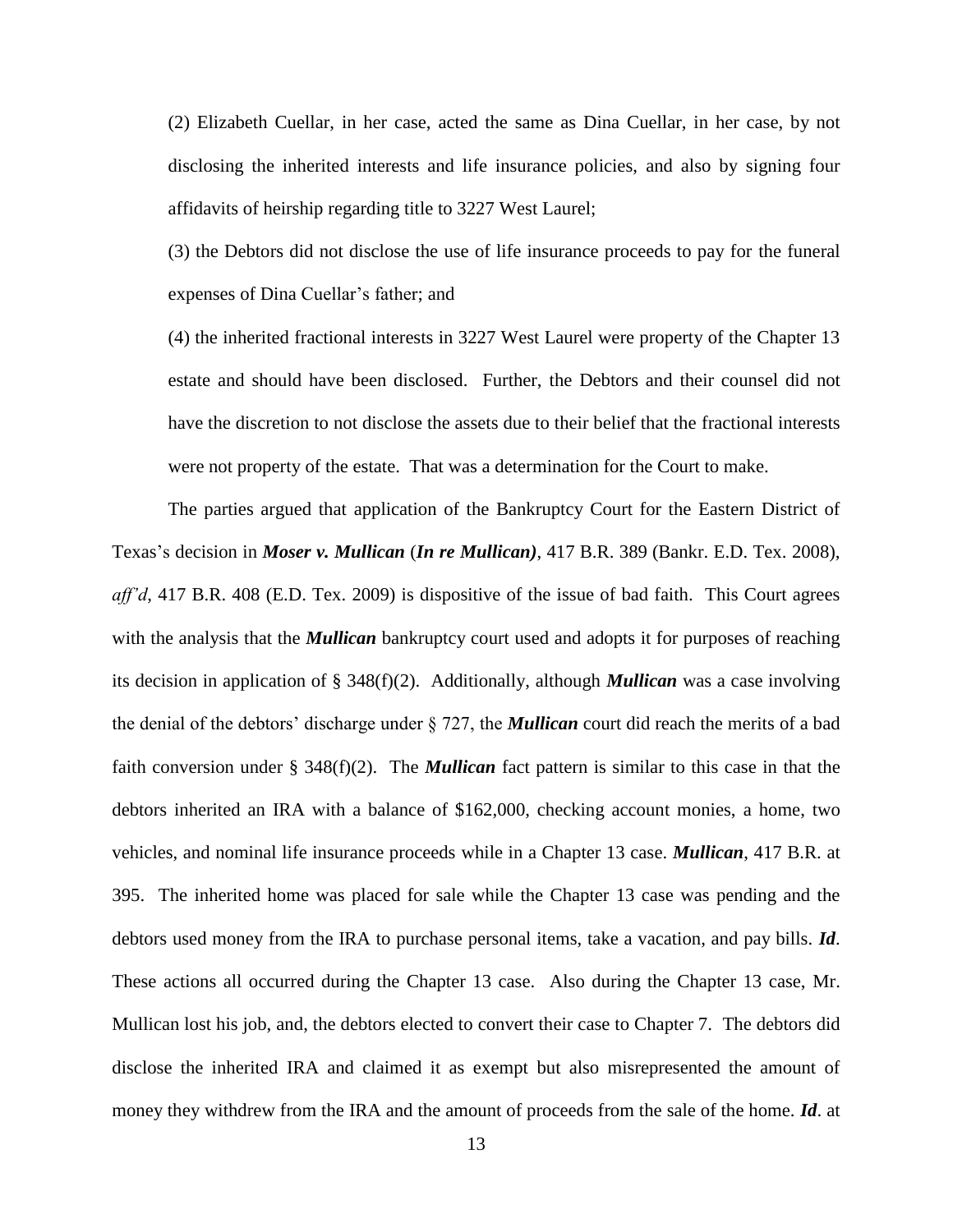(2) Elizabeth Cuellar, in her case, acted the same as Dina Cuellar, in her case, by not disclosing the inherited interests and life insurance policies, and also by signing four affidavits of heirship regarding title to 3227 West Laurel;

(3) the Debtors did not disclose the use of life insurance proceeds to pay for the funeral expenses of Dina Cuellar's father; and

(4) the inherited fractional interests in 3227 West Laurel were property of the Chapter 13 estate and should have been disclosed. Further, the Debtors and their counsel did not have the discretion to not disclose the assets due to their belief that the fractional interests were not property of the estate. That was a determination for the Court to make.

The parties argued that application of the Bankruptcy Court for the Eastern District of Texas's decision in ***Moser v. Mullican*** (***In re Mullican)***, 417 B.R. 389 (Bankr. E.D. Tex. 2008), *aff'd*, 417 B.R. 408 (E.D. Tex. 2009) is dispositive of the issue of bad faith. This Court agrees with the analysis that the ***Mullican*** bankruptcy court used and adopts it for purposes of reaching its decision in application of § 348(f)(2). Additionally, although ***Mullican*** was a case involving the denial of the debtors' discharge under § 727, the ***Mullican*** court did reach the merits of a bad faith conversion under § 348(f)(2). The ***Mullican*** fact pattern is similar to this case in that the debtors inherited an IRA with a balance of $162,000, checking account monies, a home, two vehicles, and nominal life insurance proceeds while in a Chapter 13 case. ***Mullican***, 417 B.R. at 395. The inherited home was placed for sale while the Chapter 13 case was pending and the debtors used money from the IRA to purchase personal items, take a vacation, and pay bills. ***Id***. These actions all occurred during the Chapter 13 case. Also during the Chapter 13 case, Mr. Mullican lost his job, and, the debtors elected to convert their case to Chapter 7. The debtors did disclose the inherited IRA and claimed it as exempt but also misrepresented the amount of money they withdrew from the IRA and the amount of proceeds from the sale of the home. ***Id***. at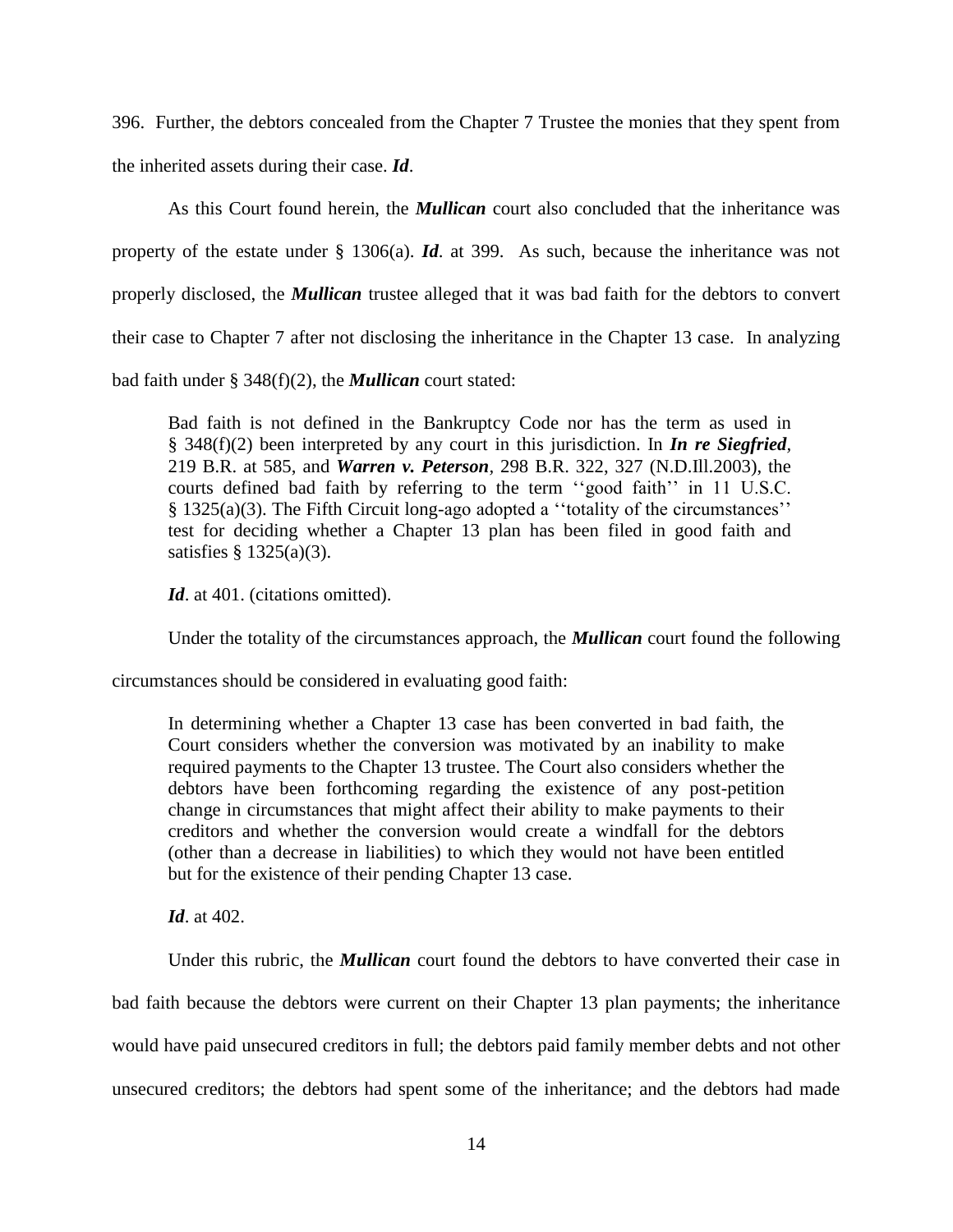396. Further, the debtors concealed from the Chapter 7 Trustee the monies that they spent from the inherited assets during their case. ***Id***.

As this Court found herein, the ***Mullican*** court also concluded that the inheritance was property of the estate under § 1306(a). ***Id***. at 399. As such, because the inheritance was not properly disclosed, the ***Mullican*** trustee alleged that it was bad faith for the debtors to convert their case to Chapter 7 after not disclosing the inheritance in the Chapter 13 case. In analyzing bad faith under § 348(f)(2), the ***Mullican*** court stated:

> Bad faith is not defined in the Bankruptcy Code nor has the term as used in § 348(f)(2) been interpreted by any court in this jurisdiction. In ***In re Siegfried***, 219 B.R. at 585, and ***Warren v. Peterson***, 298 B.R. 322, 327 (N.D.Ill.2003), the courts defined bad faith by referring to the term ''good faith'' in 11 U.S.C. § 1325(a)(3). The Fifth Circuit long-ago adopted a ''totality of the circumstances'' test for deciding whether a Chapter 13 plan has been filed in good faith and satisfies § 1325(a)(3).
>
> ***Id***. at 401. (citations omitted).

Under the totality of the circumstances approach, the ***Mullican*** court found the following circumstances should be considered in evaluating good faith:

> In determining whether a Chapter 13 case has been converted in bad faith, the Court considers whether the conversion was motivated by an inability to make required payments to the Chapter 13 trustee. The Court also considers whether the debtors have been forthcoming regarding the existence of any post-petition change in circumstances that might affect their ability to make payments to their creditors and whether the conversion would create a windfall for the debtors (other than a decrease in liabilities) to which they would not have been entitled but for the existence of their pending Chapter 13 case.
>
> ***Id***. at 402.

Under this rubric, the ***Mullican*** court found the debtors to have converted their case in bad faith because the debtors were current on their Chapter 13 plan payments; the inheritance would have paid unsecured creditors in full; the debtors paid family member debts and not other unsecured creditors; the debtors had spent some of the inheritance; and the debtors had made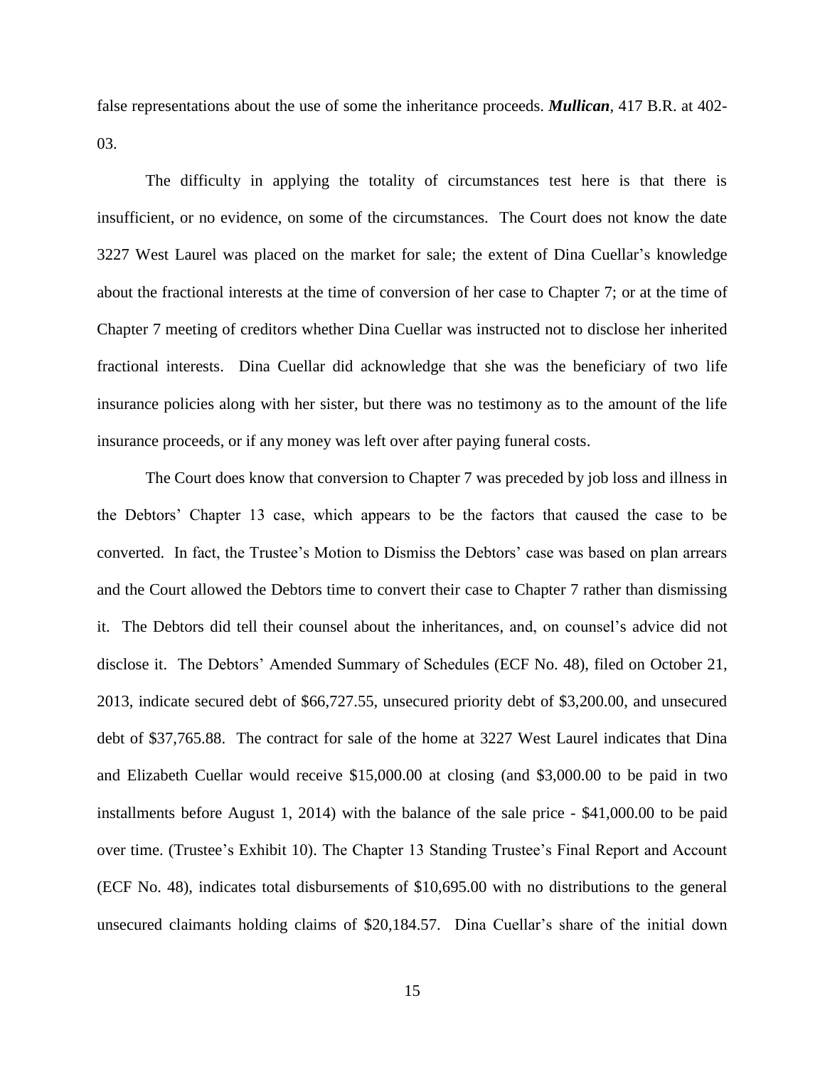false representations about the use of some the inheritance proceeds. ***Mullican***, 417 B.R. at 402-03.

The difficulty in applying the totality of circumstances test here is that there is insufficient, or no evidence, on some of the circumstances. The Court does not know the date 3227 West Laurel was placed on the market for sale; the extent of Dina Cuellar's knowledge about the fractional interests at the time of conversion of her case to Chapter 7; or at the time of Chapter 7 meeting of creditors whether Dina Cuellar was instructed not to disclose her inherited fractional interests. Dina Cuellar did acknowledge that she was the beneficiary of two life insurance policies along with her sister, but there was no testimony as to the amount of the life insurance proceeds, or if any money was left over after paying funeral costs.

The Court does know that conversion to Chapter 7 was preceded by job loss and illness in the Debtors' Chapter 13 case, which appears to be the factors that caused the case to be converted. In fact, the Trustee's Motion to Dismiss the Debtors' case was based on plan arrears and the Court allowed the Debtors time to convert their case to Chapter 7 rather than dismissing it. The Debtors did tell their counsel about the inheritances, and, on counsel's advice did not disclose it. The Debtors' Amended Summary of Schedules (ECF No. 48), filed on October 21, 2013, indicate secured debt of $66,727.55, unsecured priority debt of $3,200.00, and unsecured debt of $37,765.88. The contract for sale of the home at 3227 West Laurel indicates that Dina and Elizabeth Cuellar would receive $15,000.00 at closing (and $3,000.00 to be paid in two installments before August 1, 2014) with the balance of the sale price - $41,000.00 to be paid over time. (Trustee's Exhibit 10). The Chapter 13 Standing Trustee's Final Report and Account (ECF No. 48), indicates total disbursements of $10,695.00 with no distributions to the general unsecured claimants holding claims of $20,184.57. Dina Cuellar's share of the initial down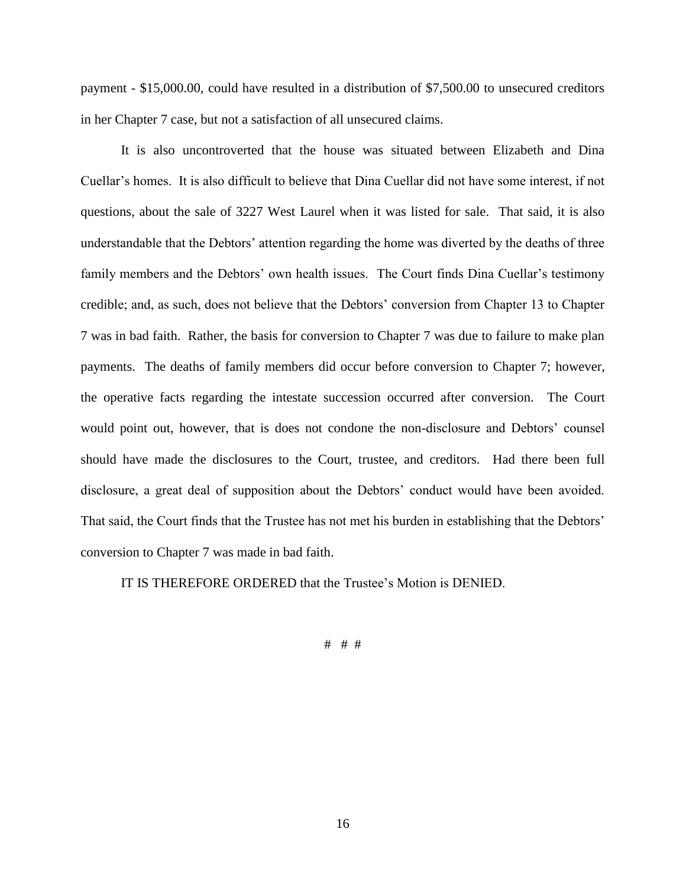payment - $15,000.00, could have resulted in a distribution of $7,500.00 to unsecured creditors in her Chapter 7 case, but not a satisfaction of all unsecured claims.

It is also uncontroverted that the house was situated between Elizabeth and Dina Cuellar's homes. It is also difficult to believe that Dina Cuellar did not have some interest, if not questions, about the sale of 3227 West Laurel when it was listed for sale. That said, it is also understandable that the Debtors' attention regarding the home was diverted by the deaths of three family members and the Debtors' own health issues. The Court finds Dina Cuellar's testimony credible; and, as such, does not believe that the Debtors' conversion from Chapter 13 to Chapter 7 was in bad faith. Rather, the basis for conversion to Chapter 7 was due to failure to make plan payments. The deaths of family members did occur before conversion to Chapter 7; however, the operative facts regarding the intestate succession occurred after conversion. The Court would point out, however, that is does not condone the non-disclosure and Debtors' counsel should have made the disclosures to the Court, trustee, and creditors. Had there been full disclosure, a great deal of supposition about the Debtors' conduct would have been avoided. That said, the Court finds that the Trustee has not met his burden in establishing that the Debtors' conversion to Chapter 7 was made in bad faith.

IT IS THEREFORE ORDERED that the Trustee's Motion is DENIED.

# # #